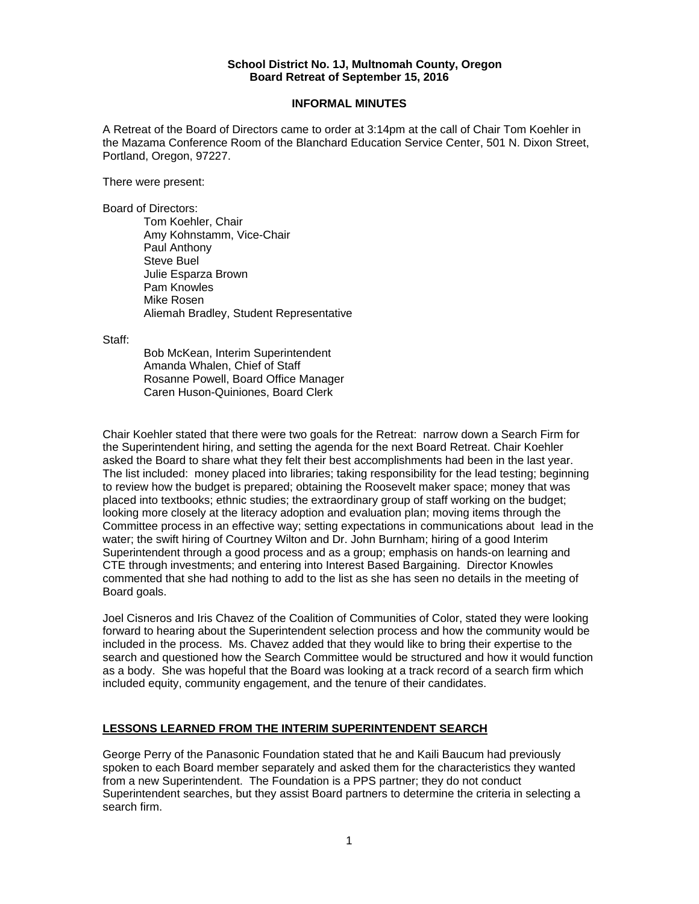**School District No. 1J, Multnomah County, Oregon**
**Board Retreat of September 15, 2016**

**INFORMAL MINUTES**

A Retreat of the Board of Directors came to order at 3:14pm at the call of Chair Tom Koehler in the Mazama Conference Room of the Blanchard Education Service Center, 501 N. Dixon Street, Portland, Oregon, 97227.

There were present:

Board of Directors:

- Tom Koehler, Chair
- Amy Kohnstamm, Vice-Chair
- Paul Anthony
- Steve Buel
- Julie Esparza Brown
- Pam Knowles
- Mike Rosen
- Aliemah Bradley, Student Representative

Staff:

- Bob McKean, Interim Superintendent
- Amanda Whalen, Chief of Staff
- Rosanne Powell, Board Office Manager
- Caren Huson-Quiniones, Board Clerk

Chair Koehler stated that there were two goals for the Retreat: narrow down a Search Firm for the Superintendent hiring, and setting the agenda for the next Board Retreat. Chair Koehler asked the Board to share what they felt their best accomplishments had been in the last year. The list included: money placed into libraries; taking responsibility for the lead testing; beginning to review how the budget is prepared; obtaining the Roosevelt maker space; money that was placed into textbooks; ethnic studies; the extraordinary group of staff working on the budget; looking more closely at the literacy adoption and evaluation plan; moving items through the Committee process in an effective way; setting expectations in communications about lead in the water; the swift hiring of Courtney Wilton and Dr. John Burnham; hiring of a good Interim Superintendent through a good process and as a group; emphasis on hands-on learning and CTE through investments; and entering into Interest Based Bargaining. Director Knowles commented that she had nothing to add to the list as she has seen no details in the meeting of Board goals.

Joel Cisneros and Iris Chavez of the Coalition of Communities of Color, stated they were looking forward to hearing about the Superintendent selection process and how the community would be included in the process. Ms. Chavez added that they would like to bring their expertise to the search and questioned how the Search Committee would be structured and how it would function as a body. She was hopeful that the Board was looking at a track record of a search firm which included equity, community engagement, and the tenure of their candidates.

## LESSONS LEARNED FROM THE INTERIM SUPERINTENDENT SEARCH

George Perry of the Panasonic Foundation stated that he and Kaili Baucum had previously spoken to each Board member separately and asked them for the characteristics they wanted from a new Superintendent. The Foundation is a PPS partner; they do not conduct Superintendent searches, but they assist Board partners to determine the criteria in selecting a search firm.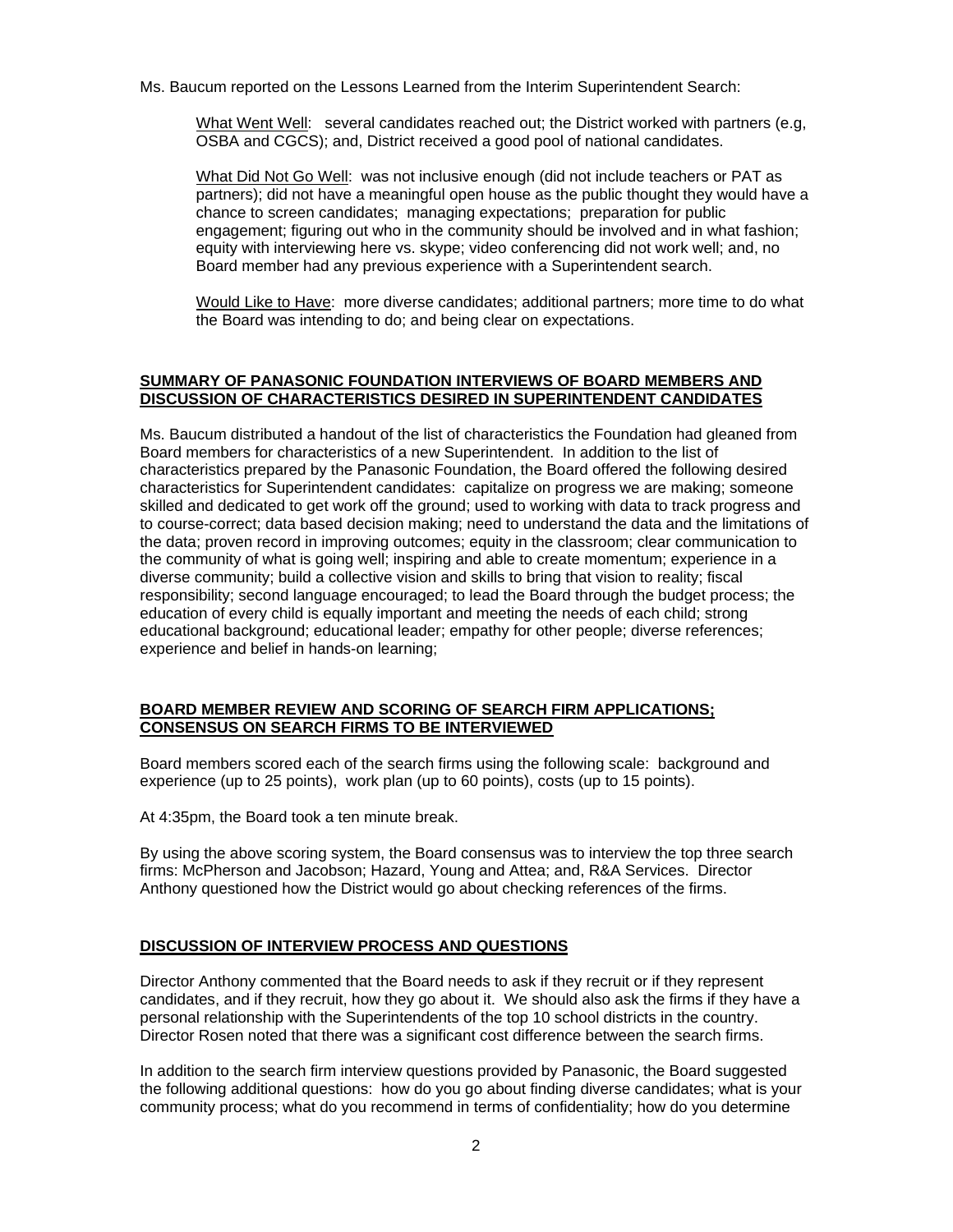Ms. Baucum reported on the Lessons Learned from the Interim Superintendent Search:

> What Went Well: several candidates reached out; the District worked with partners (e.g, OSBA and CGCS); and, District received a good pool of national candidates.
>
> What Did Not Go Well: was not inclusive enough (did not include teachers or PAT as partners); did not have a meaningful open house as the public thought they would have a chance to screen candidates; managing expectations; preparation for public engagement; figuring out who in the community should be involved and in what fashion; equity with interviewing here vs. skype; video conferencing did not work well; and, no Board member had any previous experience with a Superintendent search.
>
> Would Like to Have: more diverse candidates; additional partners; more time to do what the Board was intending to do; and being clear on expectations.

## SUMMARY OF PANASONIC FOUNDATION INTERVIEWS OF BOARD MEMBERS AND DISCUSSION OF CHARACTERISTICS DESIRED IN SUPERINTENDENT CANDIDATES

Ms. Baucum distributed a handout of the list of characteristics the Foundation had gleaned from Board members for characteristics of a new Superintendent. In addition to the list of characteristics prepared by the Panasonic Foundation, the Board offered the following desired characteristics for Superintendent candidates: capitalize on progress we are making; someone skilled and dedicated to get work off the ground; used to working with data to track progress and to course-correct; data based decision making; need to understand the data and the limitations of the data; proven record in improving outcomes; equity in the classroom; clear communication to the community of what is going well; inspiring and able to create momentum; experience in a diverse community; build a collective vision and skills to bring that vision to reality; fiscal responsibility; second language encouraged; to lead the Board through the budget process; the education of every child is equally important and meeting the needs of each child; strong educational background; educational leader; empathy for other people; diverse references; experience and belief in hands-on learning;

## BOARD MEMBER REVIEW AND SCORING OF SEARCH FIRM APPLICATIONS; CONSENSUS ON SEARCH FIRMS TO BE INTERVIEWED

Board members scored each of the search firms using the following scale: background and experience (up to 25 points), work plan (up to 60 points), costs (up to 15 points).

At 4:35pm, the Board took a ten minute break.

By using the above scoring system, the Board consensus was to interview the top three search firms: McPherson and Jacobson; Hazard, Young and Attea; and, R&A Services. Director Anthony questioned how the District would go about checking references of the firms.

## DISCUSSION OF INTERVIEW PROCESS AND QUESTIONS

Director Anthony commented that the Board needs to ask if they recruit or if they represent candidates, and if they recruit, how they go about it. We should also ask the firms if they have a personal relationship with the Superintendents of the top 10 school districts in the country. Director Rosen noted that there was a significant cost difference between the search firms.

In addition to the search firm interview questions provided by Panasonic, the Board suggested the following additional questions: how do you go about finding diverse candidates; what is your community process; what do you recommend in terms of confidentiality; how do you determine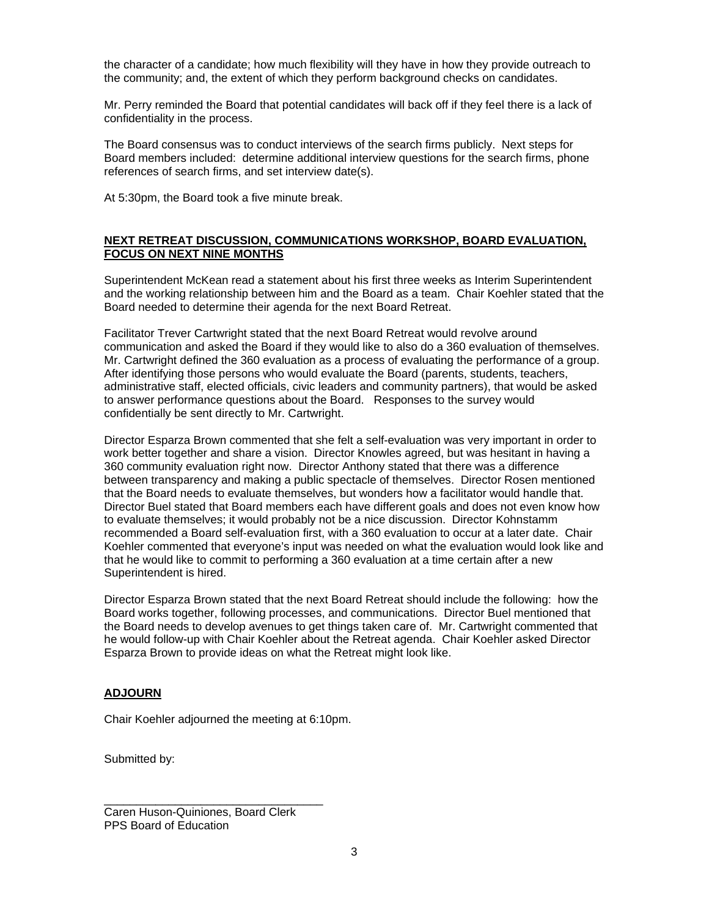the character of a candidate; how much flexibility will they have in how they provide outreach to the community; and, the extent of which they perform background checks on candidates.

Mr. Perry reminded the Board that potential candidates will back off if they feel there is a lack of confidentiality in the process.

The Board consensus was to conduct interviews of the search firms publicly. Next steps for Board members included: determine additional interview questions for the search firms, phone references of search firms, and set interview date(s).

At 5:30pm, the Board took a five minute break.

## NEXT RETREAT DISCUSSION, COMMUNICATIONS WORKSHOP, BOARD EVALUATION, FOCUS ON NEXT NINE MONTHS

Superintendent McKean read a statement about his first three weeks as Interim Superintendent and the working relationship between him and the Board as a team. Chair Koehler stated that the Board needed to determine their agenda for the next Board Retreat.

Facilitator Trever Cartwright stated that the next Board Retreat would revolve around communication and asked the Board if they would like to also do a 360 evaluation of themselves. Mr. Cartwright defined the 360 evaluation as a process of evaluating the performance of a group. After identifying those persons who would evaluate the Board (parents, students, teachers, administrative staff, elected officials, civic leaders and community partners), that would be asked to answer performance questions about the Board. Responses to the survey would confidentially be sent directly to Mr. Cartwright.

Director Esparza Brown commented that she felt a self-evaluation was very important in order to work better together and share a vision. Director Knowles agreed, but was hesitant in having a 360 community evaluation right now. Director Anthony stated that there was a difference between transparency and making a public spectacle of themselves. Director Rosen mentioned that the Board needs to evaluate themselves, but wonders how a facilitator would handle that. Director Buel stated that Board members each have different goals and does not even know how to evaluate themselves; it would probably not be a nice discussion. Director Kohnstamm recommended a Board self-evaluation first, with a 360 evaluation to occur at a later date. Chair Koehler commented that everyone's input was needed on what the evaluation would look like and that he would like to commit to performing a 360 evaluation at a time certain after a new Superintendent is hired.

Director Esparza Brown stated that the next Board Retreat should include the following: how the Board works together, following processes, and communications. Director Buel mentioned that the Board needs to develop avenues to get things taken care of. Mr. Cartwright commented that he would follow-up with Chair Koehler about the Retreat agenda. Chair Koehler asked Director Esparza Brown to provide ideas on what the Retreat might look like.

## ADJOURN

Chair Koehler adjourned the meeting at 6:10pm.

Submitted by:

\_\_\_\_\_\_\_\_\_\_\_\_\_\_\_\_\_\_\_\_\_\_\_\_\_\_\_\_\_\_\_\_\_\_

Caren Huson-Quiniones, Board Clerk
PPS Board of Education